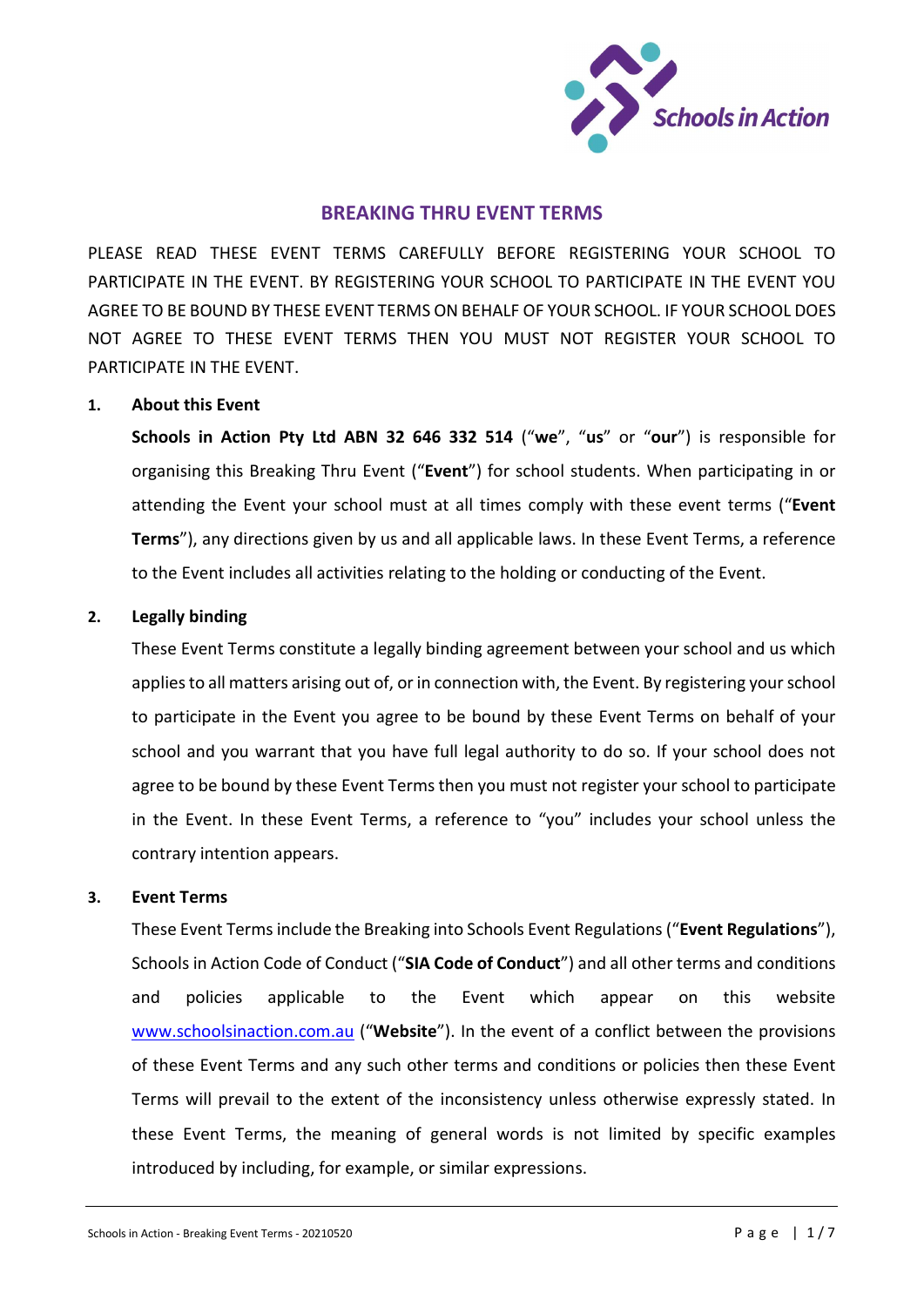# BREAKING THRU EVENT TERMS

PLEASE READ THESE EVENT TERMS CAREFULLY BEFORE REGISTERING YOUR SCHOOL TO PARTICIPATE IN THE EVENT. BY REGISTERING YOUR SCHOOL TO PARTICIPATE IN THE EVENT YOU AGREE TO BE BOUND BY THESE EVENT TERMS ON BEHALF OF YOUR SCHOOL. IF YOUR SCHOOL DOES NOT AGREE TO THESE EVENT TERMS THEN YOU MUST NOT REGISTER YOUR SCHOOL TO PARTICIPATE IN THE EVENT.

## 1. About this Event

**Schools in Action Pty Ltd ABN 32 646 332 514** ("**we**", "**us**" or "**our**") is responsible for organising this Breaking Thru Event ("**Event**") for school students. When participating in or attending the Event your school must at all times comply with these event terms ("**Event Terms**"), any directions given by us and all applicable laws. In these Event Terms, a reference to the Event includes all activities relating to the holding or conducting of the Event.

## 2. Legally binding

These Event Terms constitute a legally binding agreement between your school and us which applies to all matters arising out of, or in connection with, the Event. By registering your school to participate in the Event you agree to be bound by these Event Terms on behalf of your school and you warrant that you have full legal authority to do so. If your school does not agree to be bound by these Event Terms then you must not register your school to participate in the Event. In these Event Terms, a reference to "you" includes your school unless the contrary intention appears.

## 3. Event Terms

These Event Terms include the Breaking into Schools Event Regulations ("**Event Regulations**"), Schools in Action Code of Conduct ("**SIA Code of Conduct**") and all other terms and conditions and policies applicable to the Event which appear on this website www.schoolsinaction.com.au ("**Website**"). In the event of a conflict between the provisions of these Event Terms and any such other terms and conditions or policies then these Event Terms will prevail to the extent of the inconsistency unless otherwise expressly stated. In these Event Terms, the meaning of general words is not limited by specific examples introduced by including, for example, or similar expressions.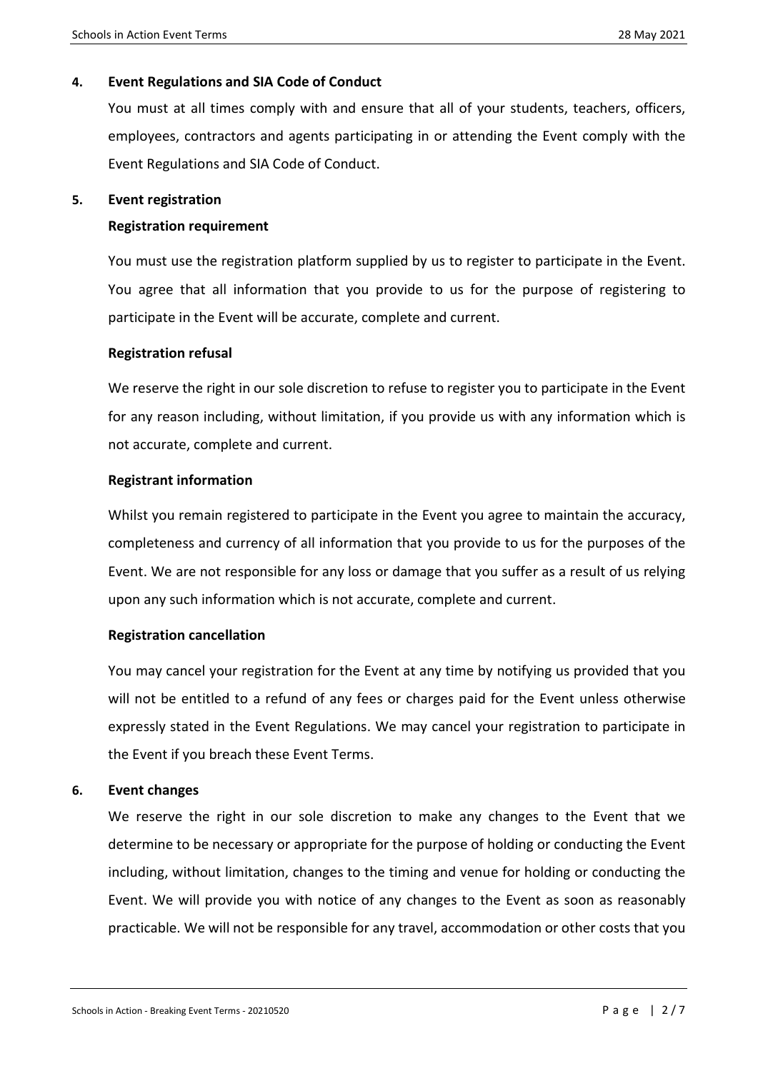## 4. Event Regulations and SIA Code of Conduct

You must at all times comply with and ensure that all of your students, teachers, officers, employees, contractors and agents participating in or attending the Event comply with the Event Regulations and SIA Code of Conduct.

## 5. Event registration

### Registration requirement

You must use the registration platform supplied by us to register to participate in the Event. You agree that all information that you provide to us for the purpose of registering to participate in the Event will be accurate, complete and current.

### Registration refusal

We reserve the right in our sole discretion to refuse to register you to participate in the Event for any reason including, without limitation, if you provide us with any information which is not accurate, complete and current.

### Registrant information

Whilst you remain registered to participate in the Event you agree to maintain the accuracy, completeness and currency of all information that you provide to us for the purposes of the Event. We are not responsible for any loss or damage that you suffer as a result of us relying upon any such information which is not accurate, complete and current.

### Registration cancellation

You may cancel your registration for the Event at any time by notifying us provided that you will not be entitled to a refund of any fees or charges paid for the Event unless otherwise expressly stated in the Event Regulations. We may cancel your registration to participate in the Event if you breach these Event Terms.

## 6. Event changes

We reserve the right in our sole discretion to make any changes to the Event that we determine to be necessary or appropriate for the purpose of holding or conducting the Event including, without limitation, changes to the timing and venue for holding or conducting the Event. We will provide you with notice of any changes to the Event as soon as reasonably practicable. We will not be responsible for any travel, accommodation or other costs that you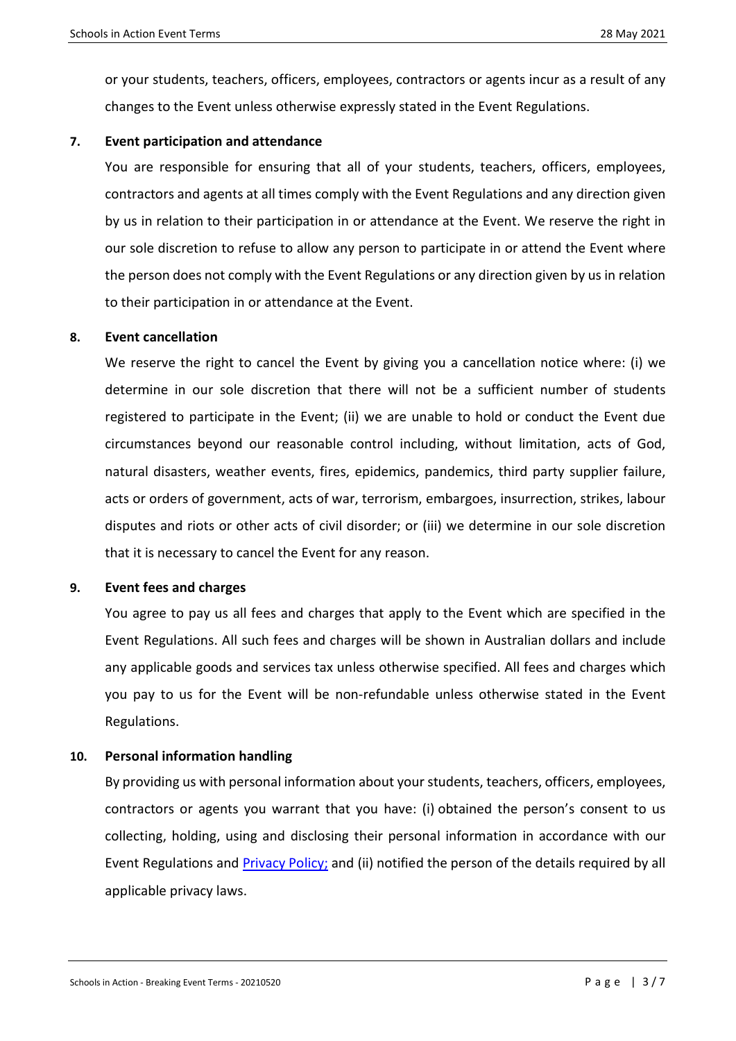or your students, teachers, officers, employees, contractors or agents incur as a result of any changes to the Event unless otherwise expressly stated in the Event Regulations.

**7. Event participation and attendance**

You are responsible for ensuring that all of your students, teachers, officers, employees, contractors and agents at all times comply with the Event Regulations and any direction given by us in relation to their participation in or attendance at the Event. We reserve the right in our sole discretion to refuse to allow any person to participate in or attend the Event where the person does not comply with the Event Regulations or any direction given by us in relation to their participation in or attendance at the Event.

**8. Event cancellation**

We reserve the right to cancel the Event by giving you a cancellation notice where: (i) we determine in our sole discretion that there will not be a sufficient number of students registered to participate in the Event; (ii) we are unable to hold or conduct the Event due circumstances beyond our reasonable control including, without limitation, acts of God, natural disasters, weather events, fires, epidemics, pandemics, third party supplier failure, acts or orders of government, acts of war, terrorism, embargoes, insurrection, strikes, labour disputes and riots or other acts of civil disorder; or (iii) we determine in our sole discretion that it is necessary to cancel the Event for any reason.

**9. Event fees and charges**

You agree to pay us all fees and charges that apply to the Event which are specified in the Event Regulations. All such fees and charges will be shown in Australian dollars and include any applicable goods and services tax unless otherwise specified. All fees and charges which you pay to us for the Event will be non-refundable unless otherwise stated in the Event Regulations.

**10. Personal information handling**

By providing us with personal information about your students, teachers, officers, employees, contractors or agents you warrant that you have: (i) obtained the person's consent to us collecting, holding, using and disclosing their personal information in accordance with our Event Regulations and Privacy Policy; and (ii) notified the person of the details required by all applicable privacy laws.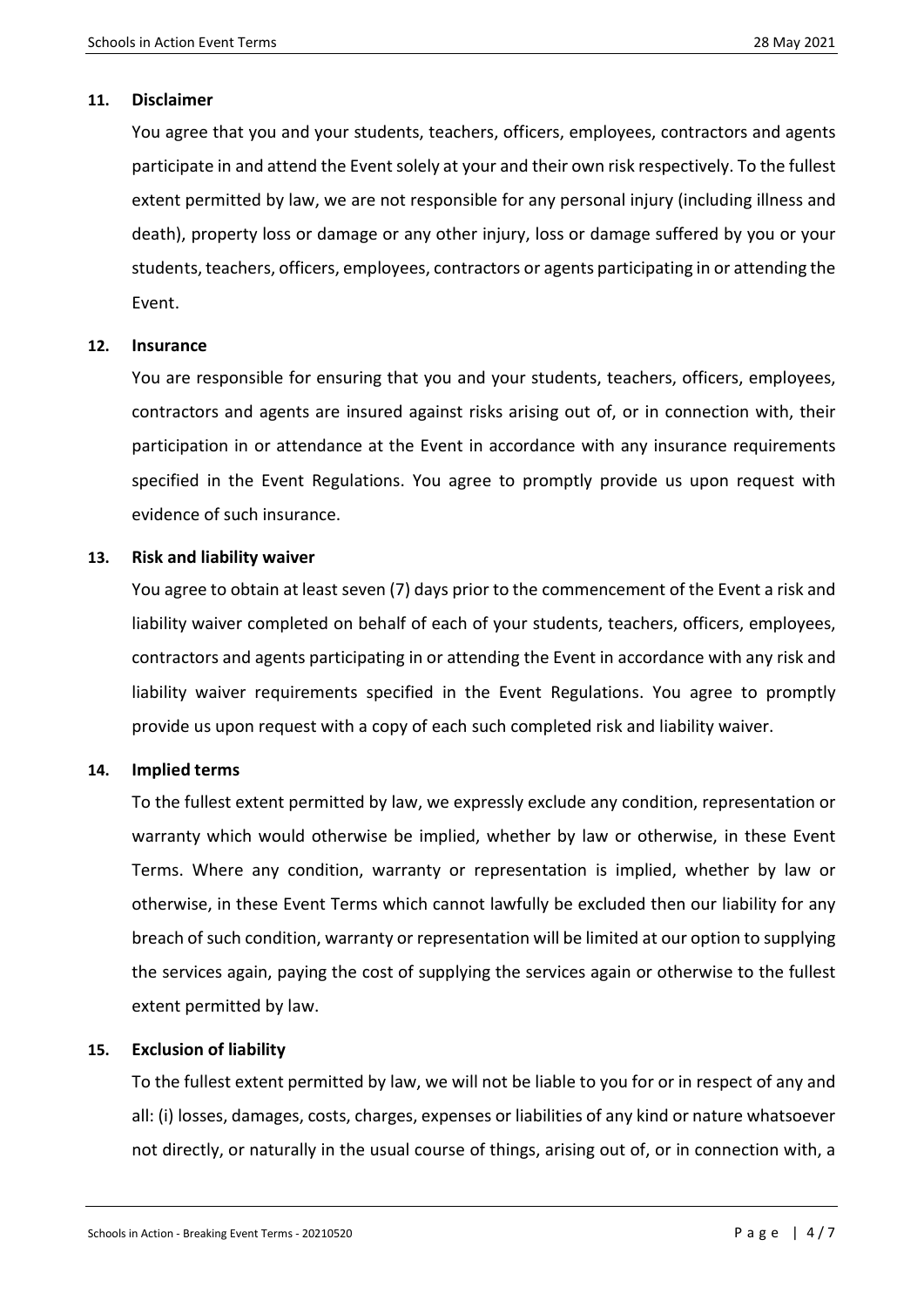**11. Disclaimer**

You agree that you and your students, teachers, officers, employees, contractors and agents participate in and attend the Event solely at your and their own risk respectively. To the fullest extent permitted by law, we are not responsible for any personal injury (including illness and death), property loss or damage or any other injury, loss or damage suffered by you or your students, teachers, officers, employees, contractors or agents participating in or attending the Event.

**12. Insurance**

You are responsible for ensuring that you and your students, teachers, officers, employees, contractors and agents are insured against risks arising out of, or in connection with, their participation in or attendance at the Event in accordance with any insurance requirements specified in the Event Regulations. You agree to promptly provide us upon request with evidence of such insurance.

**13. Risk and liability waiver**

You agree to obtain at least seven (7) days prior to the commencement of the Event a risk and liability waiver completed on behalf of each of your students, teachers, officers, employees, contractors and agents participating in or attending the Event in accordance with any risk and liability waiver requirements specified in the Event Regulations. You agree to promptly provide us upon request with a copy of each such completed risk and liability waiver.

**14. Implied terms**

To the fullest extent permitted by law, we expressly exclude any condition, representation or warranty which would otherwise be implied, whether by law or otherwise, in these Event Terms. Where any condition, warranty or representation is implied, whether by law or otherwise, in these Event Terms which cannot lawfully be excluded then our liability for any breach of such condition, warranty or representation will be limited at our option to supplying the services again, paying the cost of supplying the services again or otherwise to the fullest extent permitted by law.

**15. Exclusion of liability**

To the fullest extent permitted by law, we will not be liable to you for or in respect of any and all: (i) losses, damages, costs, charges, expenses or liabilities of any kind or nature whatsoever not directly, or naturally in the usual course of things, arising out of, or in connection with, a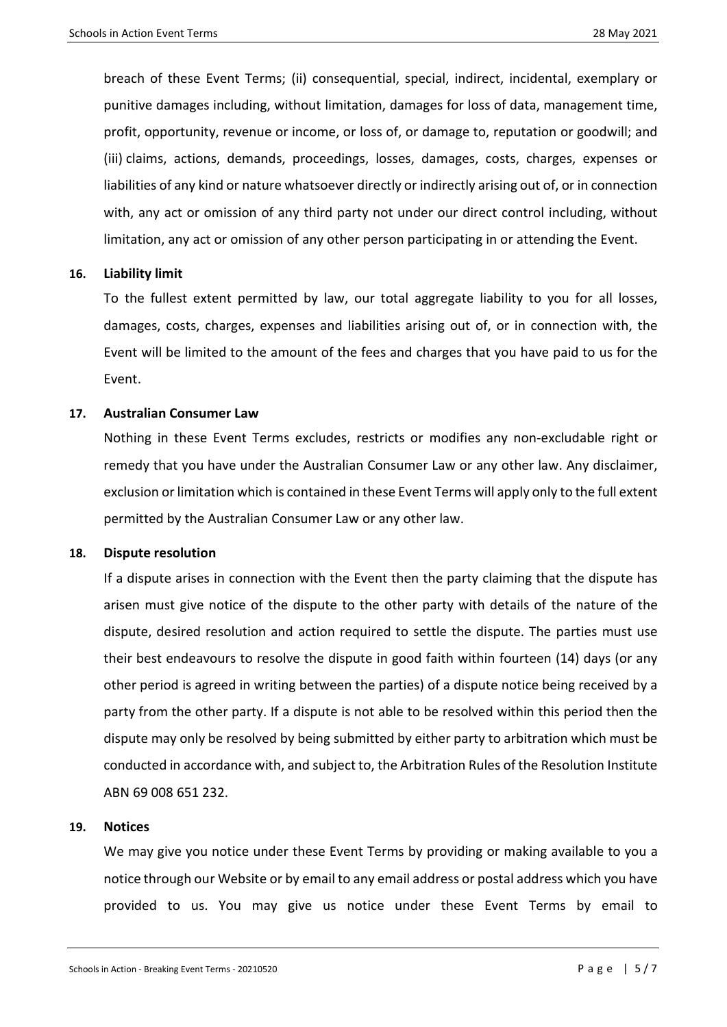breach of these Event Terms; (ii) consequential, special, indirect, incidental, exemplary or punitive damages including, without limitation, damages for loss of data, management time, profit, opportunity, revenue or income, or loss of, or damage to, reputation or goodwill; and (iii) claims, actions, demands, proceedings, losses, damages, costs, charges, expenses or liabilities of any kind or nature whatsoever directly or indirectly arising out of, or in connection with, any act or omission of any third party not under our direct control including, without limitation, any act or omission of any other person participating in or attending the Event.

**16. Liability limit**

To the fullest extent permitted by law, our total aggregate liability to you for all losses, damages, costs, charges, expenses and liabilities arising out of, or in connection with, the Event will be limited to the amount of the fees and charges that you have paid to us for the Event.

**17. Australian Consumer Law**

Nothing in these Event Terms excludes, restricts or modifies any non-excludable right or remedy that you have under the Australian Consumer Law or any other law. Any disclaimer, exclusion or limitation which is contained in these Event Terms will apply only to the full extent permitted by the Australian Consumer Law or any other law.

**18. Dispute resolution**

If a dispute arises in connection with the Event then the party claiming that the dispute has arisen must give notice of the dispute to the other party with details of the nature of the dispute, desired resolution and action required to settle the dispute. The parties must use their best endeavours to resolve the dispute in good faith within fourteen (14) days (or any other period is agreed in writing between the parties) of a dispute notice being received by a party from the other party. If a dispute is not able to be resolved within this period then the dispute may only be resolved by being submitted by either party to arbitration which must be conducted in accordance with, and subject to, the Arbitration Rules of the Resolution Institute ABN 69 008 651 232.

**19. Notices**

We may give you notice under these Event Terms by providing or making available to you a notice through our Website or by email to any email address or postal address which you have provided to us. You may give us notice under these Event Terms by email to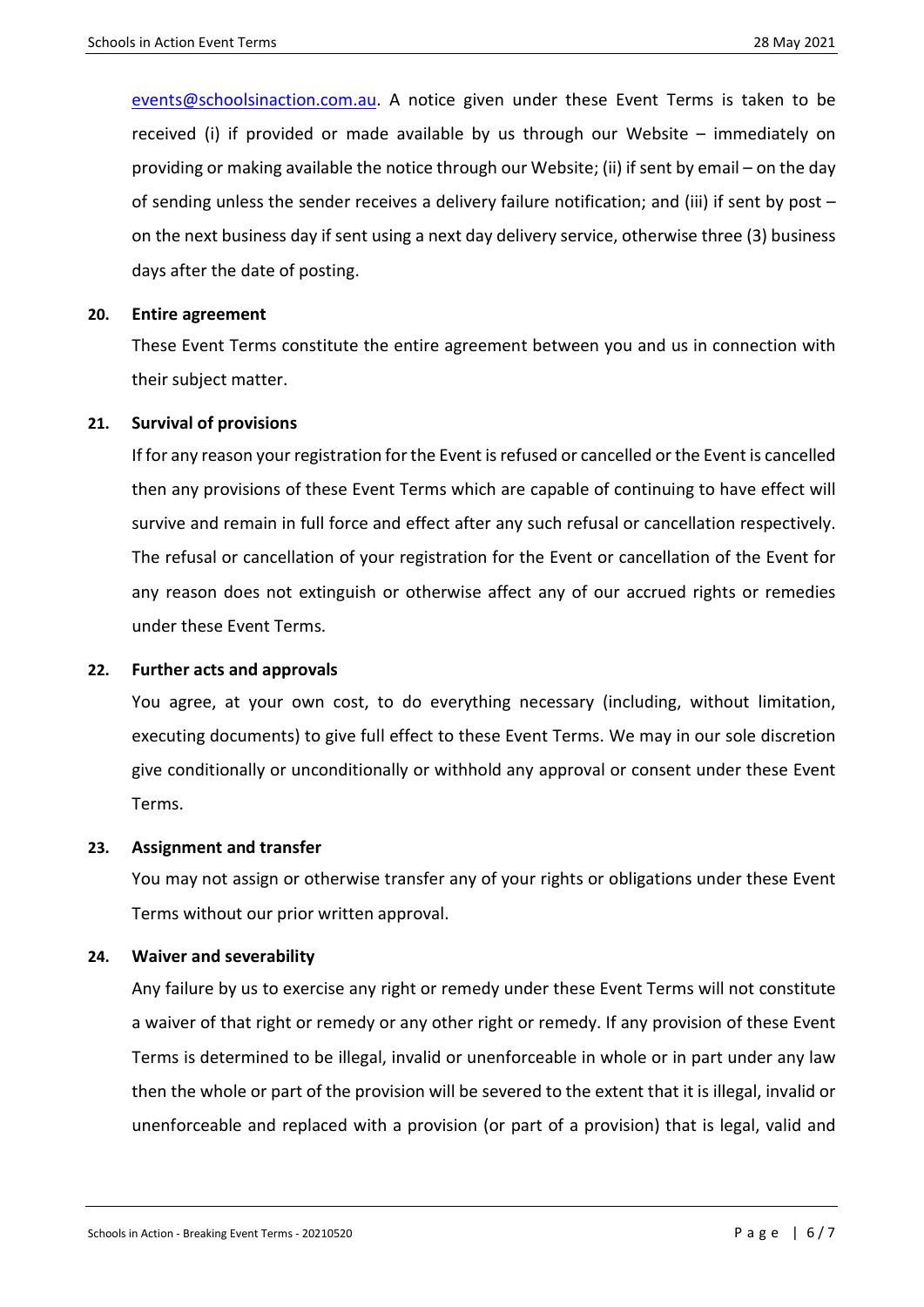events@schoolsinaction.com.au. A notice given under these Event Terms is taken to be received (i) if provided or made available by us through our Website – immediately on providing or making available the notice through our Website; (ii) if sent by email – on the day of sending unless the sender receives a delivery failure notification; and (iii) if sent by post – on the next business day if sent using a next day delivery service, otherwise three (3) business days after the date of posting.

**20. Entire agreement**

These Event Terms constitute the entire agreement between you and us in connection with their subject matter.

**21. Survival of provisions**

If for any reason your registration for the Event is refused or cancelled or the Event is cancelled then any provisions of these Event Terms which are capable of continuing to have effect will survive and remain in full force and effect after any such refusal or cancellation respectively. The refusal or cancellation of your registration for the Event or cancellation of the Event for any reason does not extinguish or otherwise affect any of our accrued rights or remedies under these Event Terms.

**22. Further acts and approvals**

You agree, at your own cost, to do everything necessary (including, without limitation, executing documents) to give full effect to these Event Terms. We may in our sole discretion give conditionally or unconditionally or withhold any approval or consent under these Event Terms.

**23. Assignment and transfer**

You may not assign or otherwise transfer any of your rights or obligations under these Event Terms without our prior written approval.

**24. Waiver and severability**

Any failure by us to exercise any right or remedy under these Event Terms will not constitute a waiver of that right or remedy or any other right or remedy. If any provision of these Event Terms is determined to be illegal, invalid or unenforceable in whole or in part under any law then the whole or part of the provision will be severed to the extent that it is illegal, invalid or unenforceable and replaced with a provision (or part of a provision) that is legal, valid and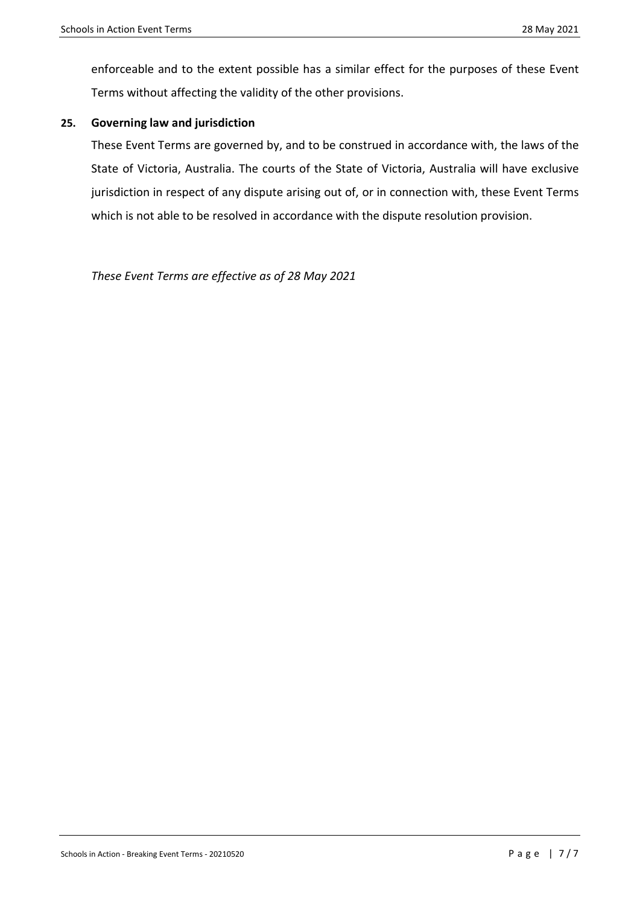enforceable and to the extent possible has a similar effect for the purposes of these Event Terms without affecting the validity of the other provisions.

**25. Governing law and jurisdiction**

These Event Terms are governed by, and to be construed in accordance with, the laws of the State of Victoria, Australia. The courts of the State of Victoria, Australia will have exclusive jurisdiction in respect of any dispute arising out of, or in connection with, these Event Terms which is not able to be resolved in accordance with the dispute resolution provision.

*These Event Terms are effective as of 28 May 2021*